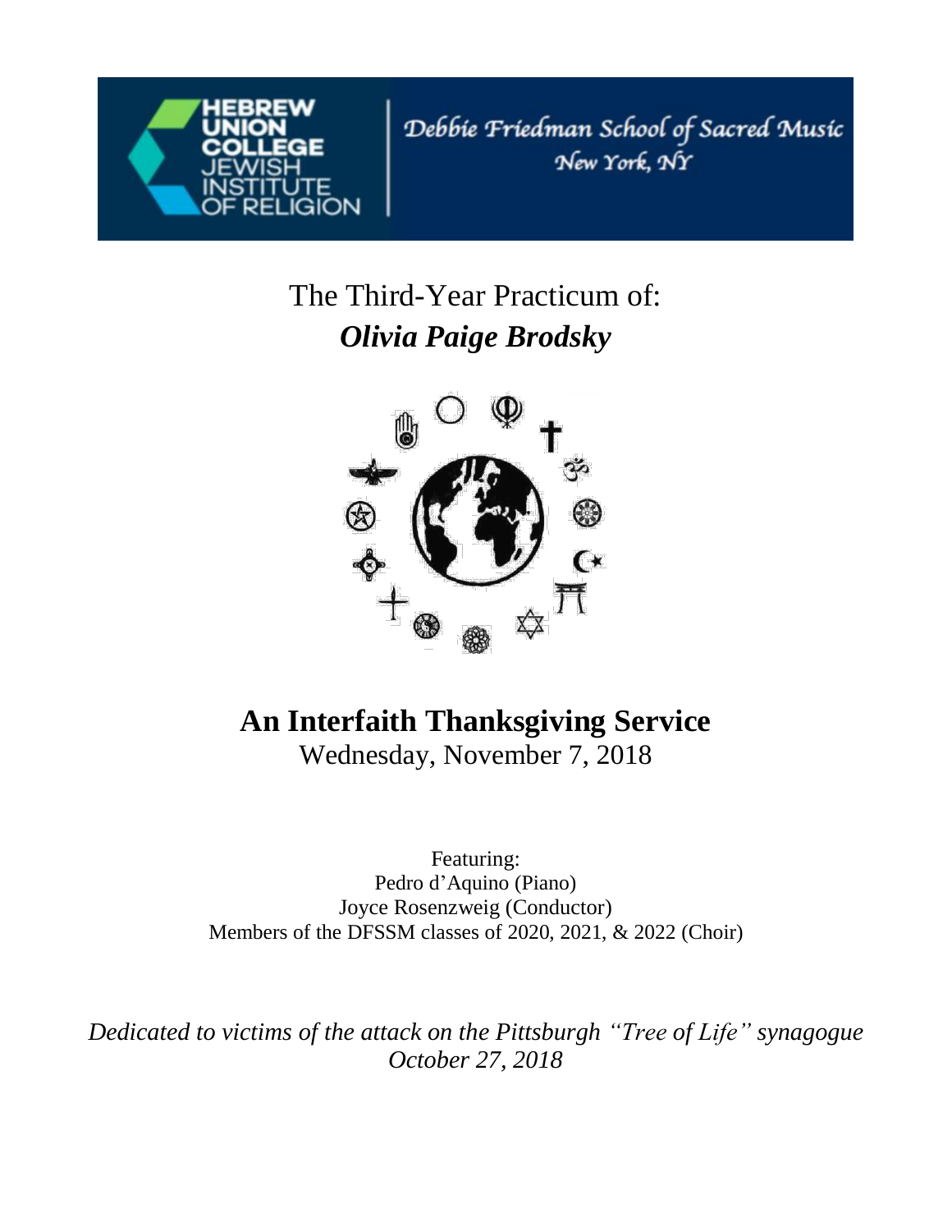HEBREW UNION COLLEGE JEWISH INSTITUTE OF RELIGION

Debbie Friedman School of Sacred Music
New York, NY

# The Third-Year Practicum of: *Olivia Paige Brodsky*

## An Interfaith Thanksgiving Service

Wednesday, November 7, 2018

Featuring:
Pedro d'Aquino (Piano)
Joyce Rosenzweig (Conductor)
Members of the DFSSM classes of 2020, 2021, & 2022 (Choir)

*Dedicated to victims of the attack on the Pittsburgh "Tree of Life" synagogue*
*October 27, 2018*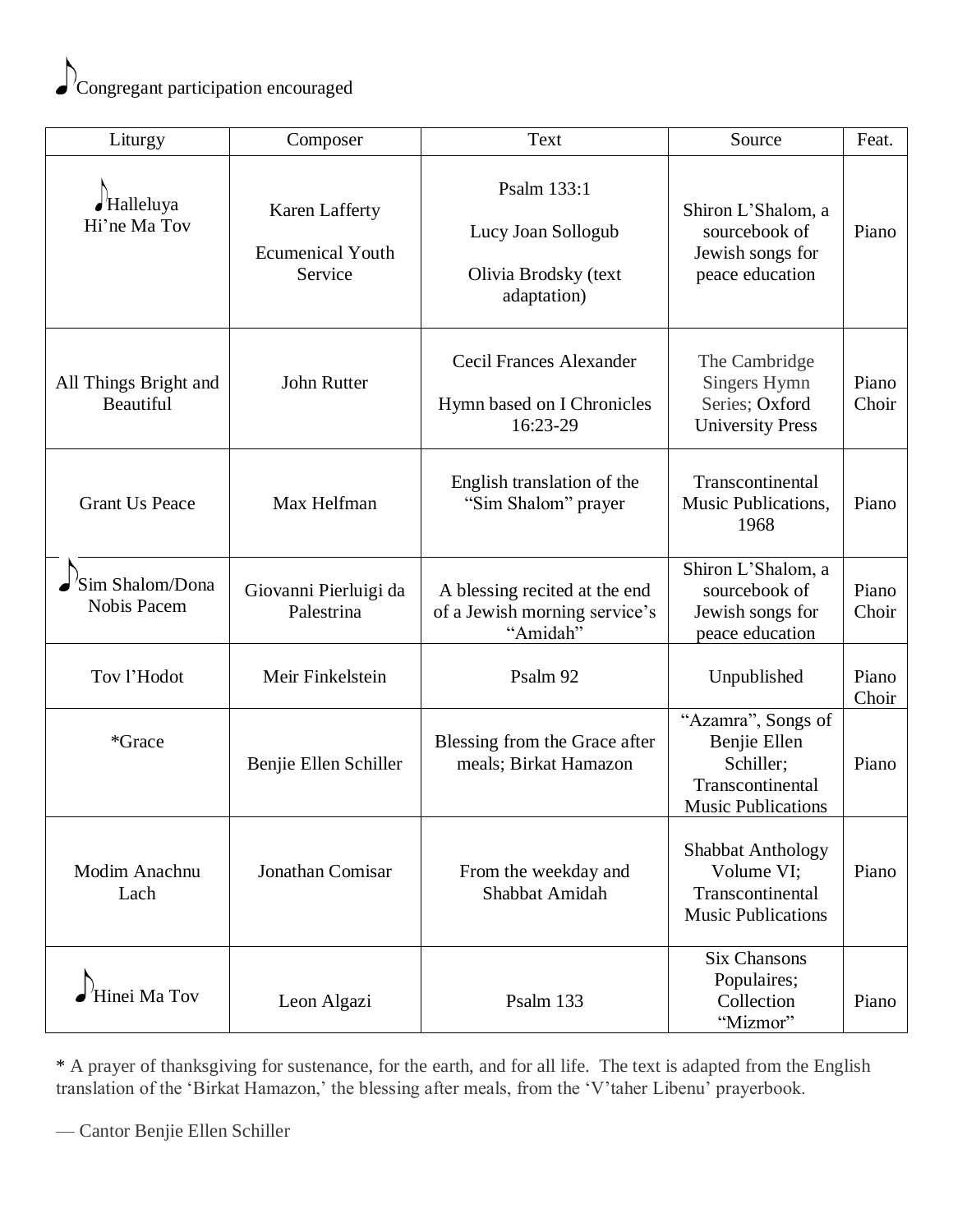♪ Congregant participation encouraged

| Liturgy | Composer | Text | Source | Feat. |
|---|---|---|---|---|
| ♪ Halleluya Hi'ne Ma Tov | Karen Lafferty<br>Ecumenical Youth Service | Psalm 133:1<br>Lucy Joan Sollogub<br>Olivia Brodsky (text adaptation) | Shiron L'Shalom, a sourcebook of Jewish songs for peace education | Piano |
| All Things Bright and Beautiful | John Rutter | Cecil Frances Alexander<br>Hymn based on I Chronicles 16:23-29 | The Cambridge Singers Hymn Series; Oxford University Press | Piano Choir |
| Grant Us Peace | Max Helfman | English translation of the "Sim Shalom" prayer | Transcontinental Music Publications, 1968 | Piano |
| ♪ Sim Shalom/Dona Nobis Pacem | Giovanni Pierluigi da Palestrina | A blessing recited at the end of a Jewish morning service's "Amidah" | Shiron L'Shalom, a sourcebook of Jewish songs for peace education | Piano Choir |
| Tov l'Hodot | Meir Finkelstein | Psalm 92 | Unpublished | Piano Choir |
| *Grace | Benjie Ellen Schiller | Blessing from the Grace after meals; Birkat Hamazon | "Azamra", Songs of Benjie Ellen Schiller; Transcontinental Music Publications | Piano |
| Modim Anachnu Lach | Jonathan Comisar | From the weekday and Shabbat Amidah | Shabbat Anthology Volume VI; Transcontinental Music Publications | Piano |
| ♪ Hinei Ma Tov | Leon Algazi | Psalm 133 | Six Chansons Populaires; Collection "Mizmor" | Piano |

* A prayer of thanksgiving for sustenance, for the earth, and for all life. The text is adapted from the English translation of the 'Birkat Hamazon,' the blessing after meals, from the 'V'taher Libenu' prayerbook.

— Cantor Benjie Ellen Schiller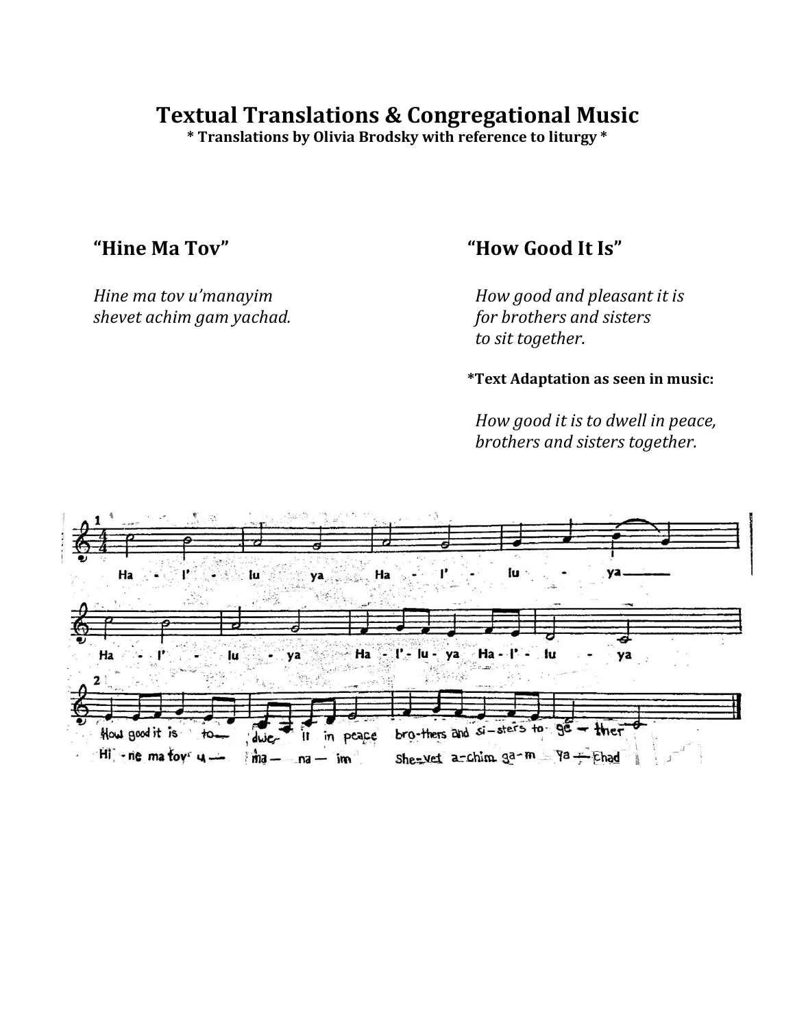# Textual Translations & Congregational Music

**\* Translations by Olivia Brodsky with reference to liturgy \***

## "Hine Ma Tov"

*Hine ma tov u'manayim*
*shevet achim gam yachad.*

## "How Good It Is"

*How good and pleasant it is*
*for brothers and sisters*
*to sit together.*

**\*Text Adaptation as seen in music:**

*How good it is to dwell in peace,*
*brothers and sisters together.*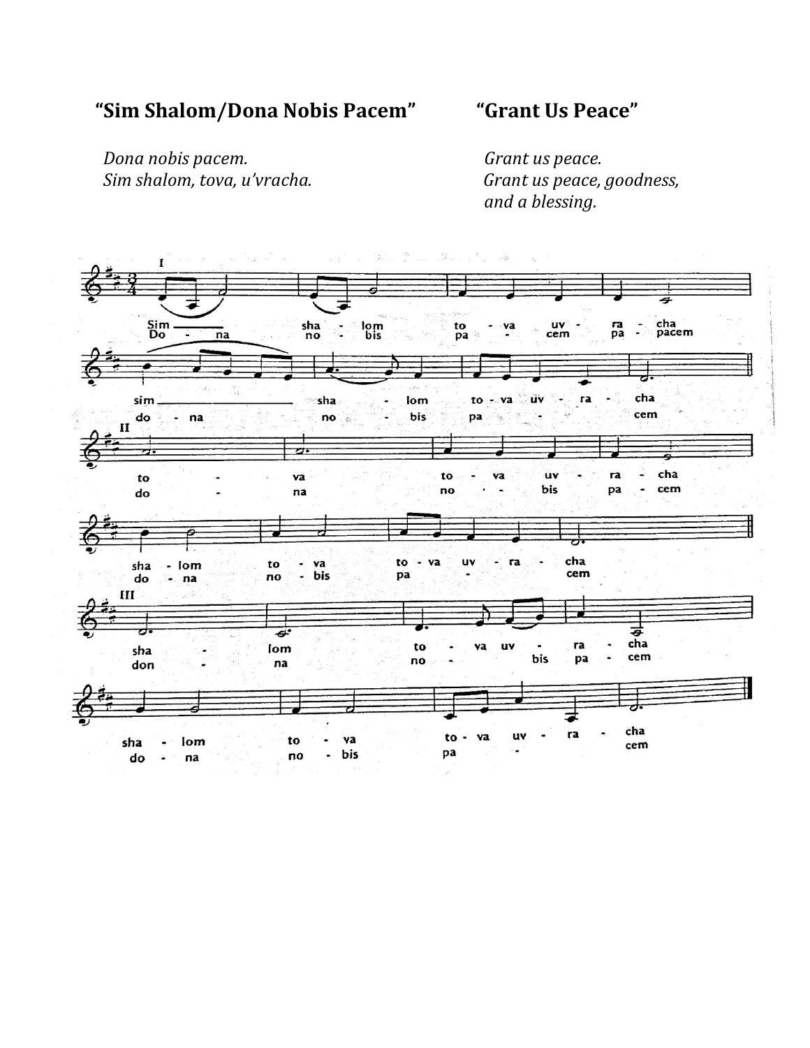## “Sim Shalom/Dona Nobis Pacem”

*Dona nobis pacem.*
*Sim shalom, tova, u’vracha.*

## “Grant Us Peace”

*Grant us peace.*
*Grant us peace, goodness,*
*and a blessing.*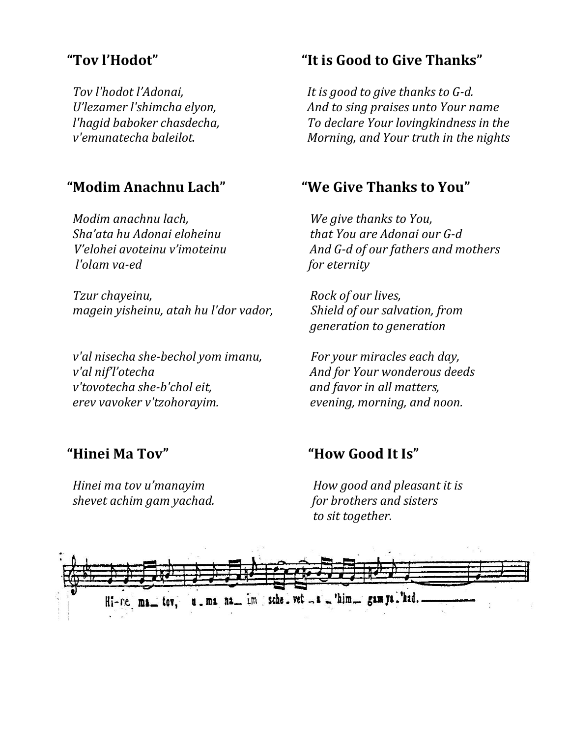## "Tov l'Hodot"

*Tov l'hodot l'Adonai,*
*U'lezamer l'shimcha elyon,*
*l'hagid baboker chasdecha,*
*v'emunatecha baleilot.*

## "It is Good to Give Thanks"

*It is good to give thanks to G-d.*
*And to sing praises unto Your name*
*To declare Your lovingkindness in the*
*Morning, and Your truth in the nights*

## "Modim Anachnu Lach"

*Modim anachnu lach,*
*Sha'ata hu Adonai eloheinu*
*V'elohei avoteinu v'imoteinu*
*l'olam va-ed*

*Tzur chayeinu,*
*magein yisheinu, atah hu l'dor vador,*

*v'al nisecha she-bechol yom imanu,*
*v'al nif'l'otecha*
*v'tovotecha she-b'chol eit,*
*erev vavoker v'tzohorayim.*

## "We Give Thanks to You"

*We give thanks to You,*
*that You are Adonai our G-d*
*And G-d of our fathers and mothers*
*for eternity*

*Rock of our lives,*
*Shield of our salvation, from*
*generation to generation*

*For your miracles each day,*
*And for Your wonderous deeds*
*and favor in all matters,*
*evening, morning, and noon.*

## "Hinei Ma Tov"

*Hinei ma tov u'manayim*
*shevet achim gam yachad.*

## "How Good It Is"

*How good and pleasant it is*
*for brothers and sisters*
*to sit together.*

Hi-ne ma tov, u-ma na-im sche-vet a-'him gam ya-'had.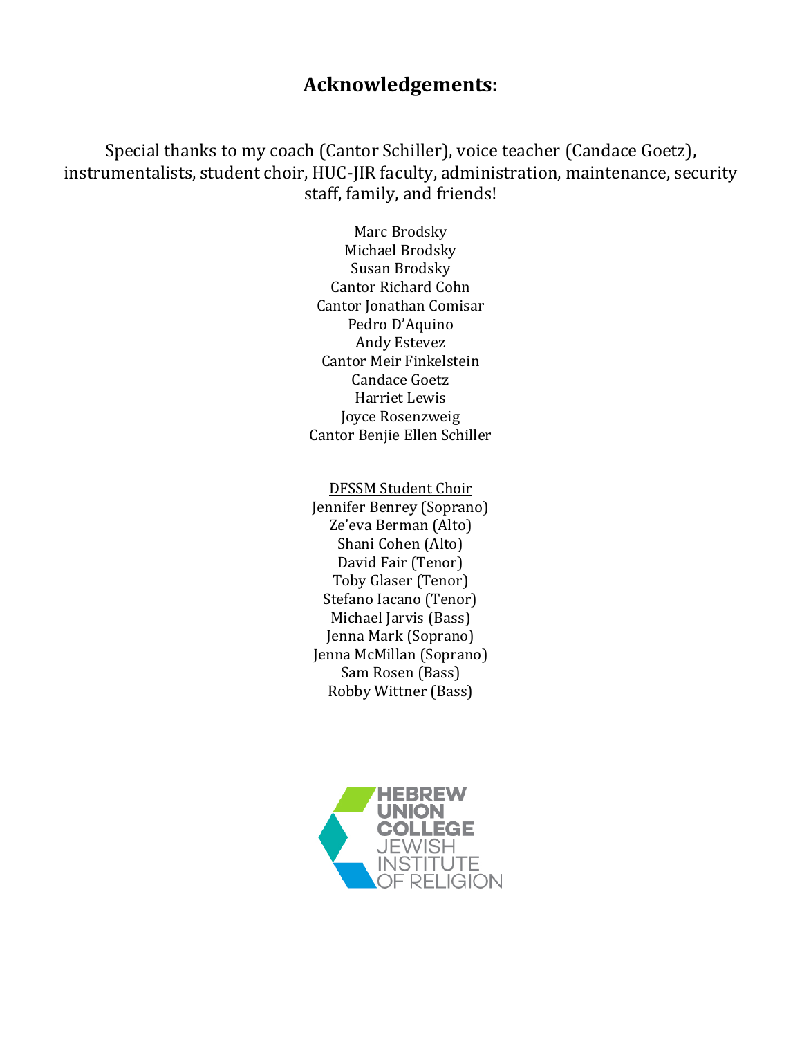# Acknowledgements:

Special thanks to my coach (Cantor Schiller), voice teacher (Candace Goetz), instrumentalists, student choir, HUC-JIR faculty, administration, maintenance, security staff, family, and friends!

Marc Brodsky
Michael Brodsky
Susan Brodsky
Cantor Richard Cohn
Cantor Jonathan Comisar
Pedro D'Aquino
Andy Estevez
Cantor Meir Finkelstein
Candace Goetz
Harriet Lewis
Joyce Rosenzweig
Cantor Benjie Ellen Schiller

<u>DFSSM Student Choir</u>
Jennifer Benrey (Soprano)
Ze'eva Berman (Alto)
Shani Cohen (Alto)
David Fair (Tenor)
Toby Glaser (Tenor)
Stefano Iacano (Tenor)
Michael Jarvis (Bass)
Jenna Mark (Soprano)
Jenna McMillan (Soprano)
Sam Rosen (Bass)
Robby Wittner (Bass)

HEBREW UNION COLLEGE JEWISH INSTITUTE OF RELIGION